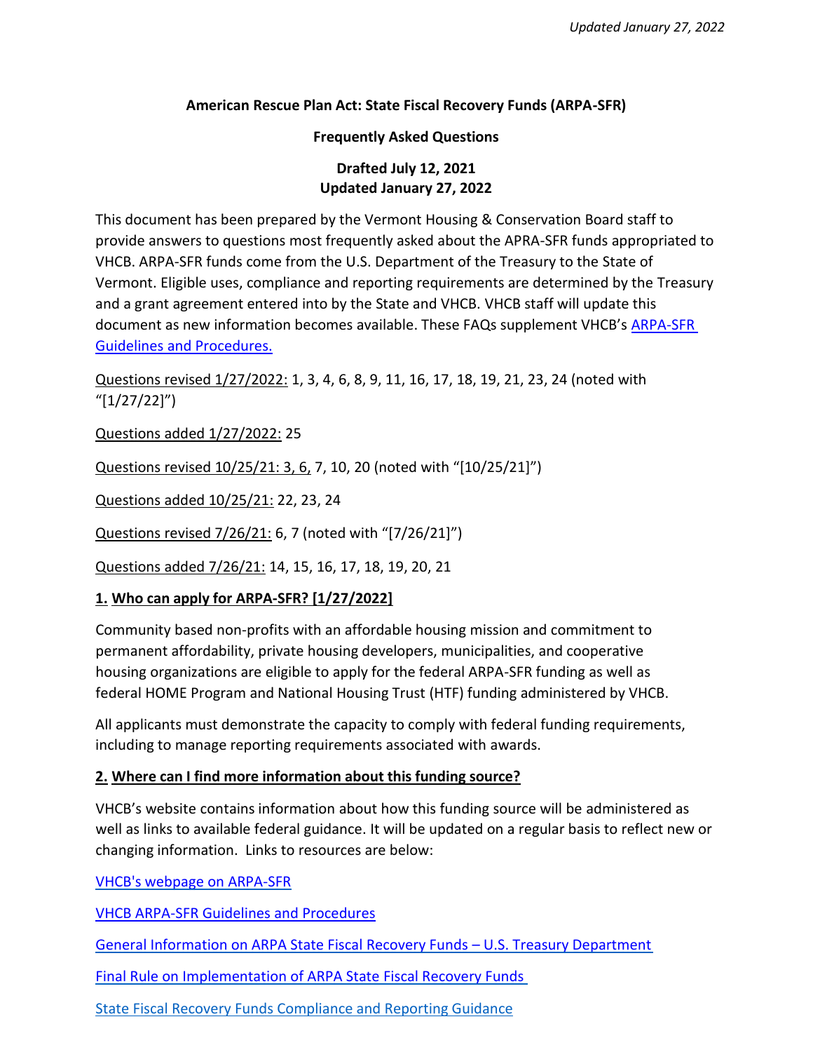**American Rescue Plan Act: State Fiscal Recovery Funds (ARPA-SFR)**

**Frequently Asked Questions**

**Drafted July 12, 2021**
**Updated January 27, 2022**

This document has been prepared by the Vermont Housing & Conservation Board staff to provide answers to questions most frequently asked about the APRA-SFR funds appropriated to VHCB. ARPA-SFR funds come from the U.S. Department of the Treasury to the State of Vermont. Eligible uses, compliance and reporting requirements are determined by the Treasury and a grant agreement entered into by the State and VHCB. VHCB staff will update this document as new information becomes available. These FAQs supplement VHCB's ARPA-SFR Guidelines and Procedures.

Questions revised 1/27/2022: 1, 3, 4, 6, 8, 9, 11, 16, 17, 18, 19, 21, 23, 24 (noted with "[1/27/22]")

Questions added 1/27/2022: 25

Questions revised 10/25/21: 3, 6, 7, 10, 20 (noted with "[10/25/21]")

Questions added 10/25/21: 22, 23, 24

Questions revised 7/26/21: 6, 7 (noted with "[7/26/21]")

Questions added 7/26/21: 14, 15, 16, 17, 18, 19, 20, 21

**1. Who can apply for ARPA-SFR? [1/27/2022]**

Community based non-profits with an affordable housing mission and commitment to permanent affordability, private housing developers, municipalities, and cooperative housing organizations are eligible to apply for the federal ARPA-SFR funding as well as federal HOME Program and National Housing Trust (HTF) funding administered by VHCB.

All applicants must demonstrate the capacity to comply with federal funding requirements, including to manage reporting requirements associated with awards.

**2. Where can I find more information about this funding source?**

VHCB's website contains information about how this funding source will be administered as well as links to available federal guidance. It will be updated on a regular basis to reflect new or changing information. Links to resources are below:

VHCB's webpage on ARPA-SFR

VHCB ARPA-SFR Guidelines and Procedures

General Information on ARPA State Fiscal Recovery Funds – U.S. Treasury Department

Final Rule on Implementation of ARPA State Fiscal Recovery Funds

State Fiscal Recovery Funds Compliance and Reporting Guidance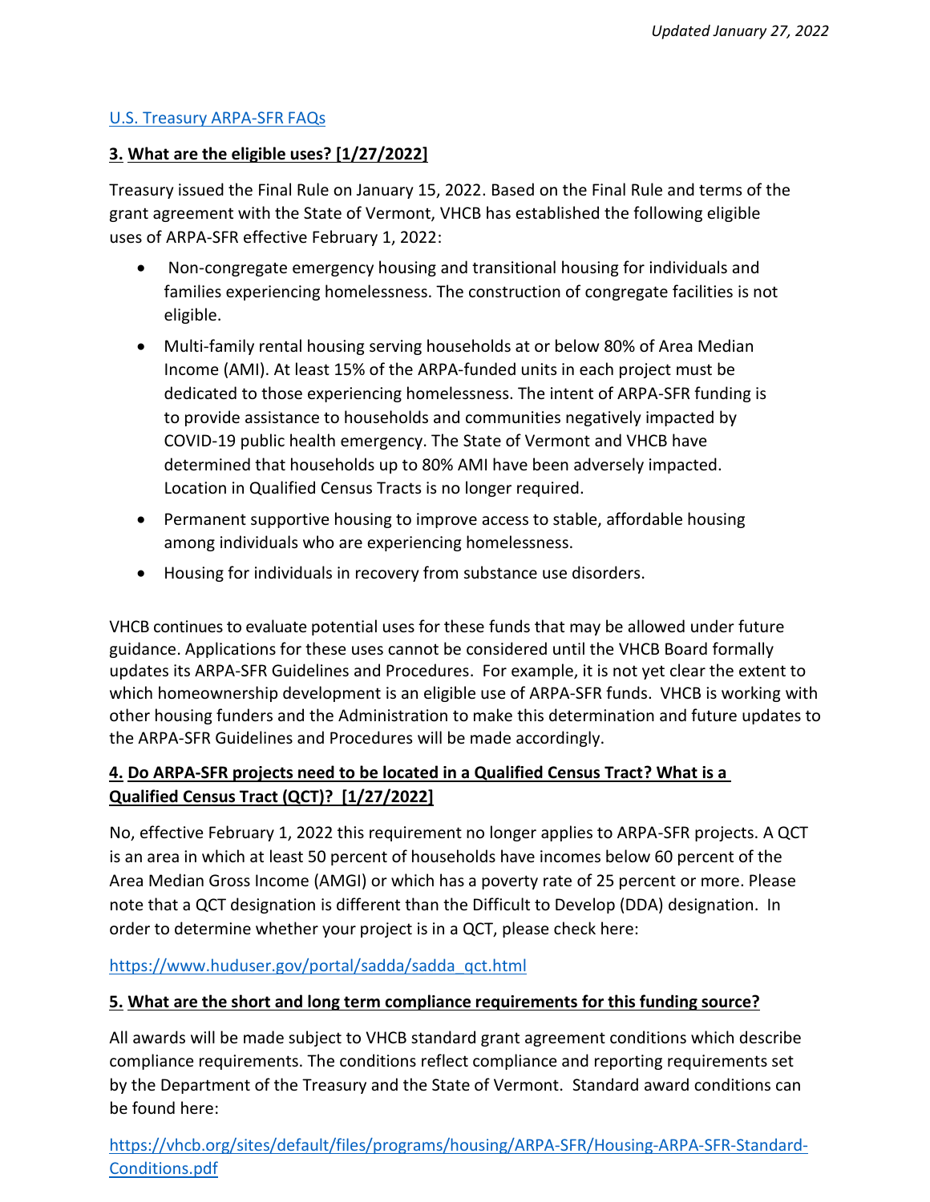*Updated January 27, 2022*

[U.S. Treasury ARPA-SFR FAQs](#)

**3. What are the eligible uses? [1/27/2022]**

Treasury issued the Final Rule on January 15, 2022. Based on the Final Rule and terms of the grant agreement with the State of Vermont, VHCB has established the following eligible uses of ARPA-SFR effective February 1, 2022:

- Non-congregate emergency housing and transitional housing for individuals and families experiencing homelessness. The construction of congregate facilities is not eligible.
- Multi-family rental housing serving households at or below 80% of Area Median Income (AMI). At least 15% of the ARPA-funded units in each project must be dedicated to those experiencing homelessness. The intent of ARPA-SFR funding is to provide assistance to households and communities negatively impacted by COVID-19 public health emergency. The State of Vermont and VHCB have determined that households up to 80% AMI have been adversely impacted. Location in Qualified Census Tracts is no longer required.
- Permanent supportive housing to improve access to stable, affordable housing among individuals who are experiencing homelessness.
- Housing for individuals in recovery from substance use disorders.

VHCB continues to evaluate potential uses for these funds that may be allowed under future guidance. Applications for these uses cannot be considered until the VHCB Board formally updates its ARPA-SFR Guidelines and Procedures. For example, it is not yet clear the extent to which homeownership development is an eligible use of ARPA-SFR funds. VHCB is working with other housing funders and the Administration to make this determination and future updates to the ARPA-SFR Guidelines and Procedures will be made accordingly.

**4. Do ARPA-SFR projects need to be located in a Qualified Census Tract? What is a Qualified Census Tract (QCT)? [1/27/2022]**

No, effective February 1, 2022 this requirement no longer applies to ARPA-SFR projects. A QCT is an area in which at least 50 percent of households have incomes below 60 percent of the Area Median Gross Income (AMGI) or which has a poverty rate of 25 percent or more. Please note that a QCT designation is different than the Difficult to Develop (DDA) designation. In order to determine whether your project is in a QCT, please check here:

https://www.huduser.gov/portal/sadda/sadda_qct.html

**5. What are the short and long term compliance requirements for this funding source?**

All awards will be made subject to VHCB standard grant agreement conditions which describe compliance requirements. The conditions reflect compliance and reporting requirements set by the Department of the Treasury and the State of Vermont. Standard award conditions can be found here:

https://vhcb.org/sites/default/files/programs/housing/ARPA-SFR/Housing-ARPA-SFR-Standard-Conditions.pdf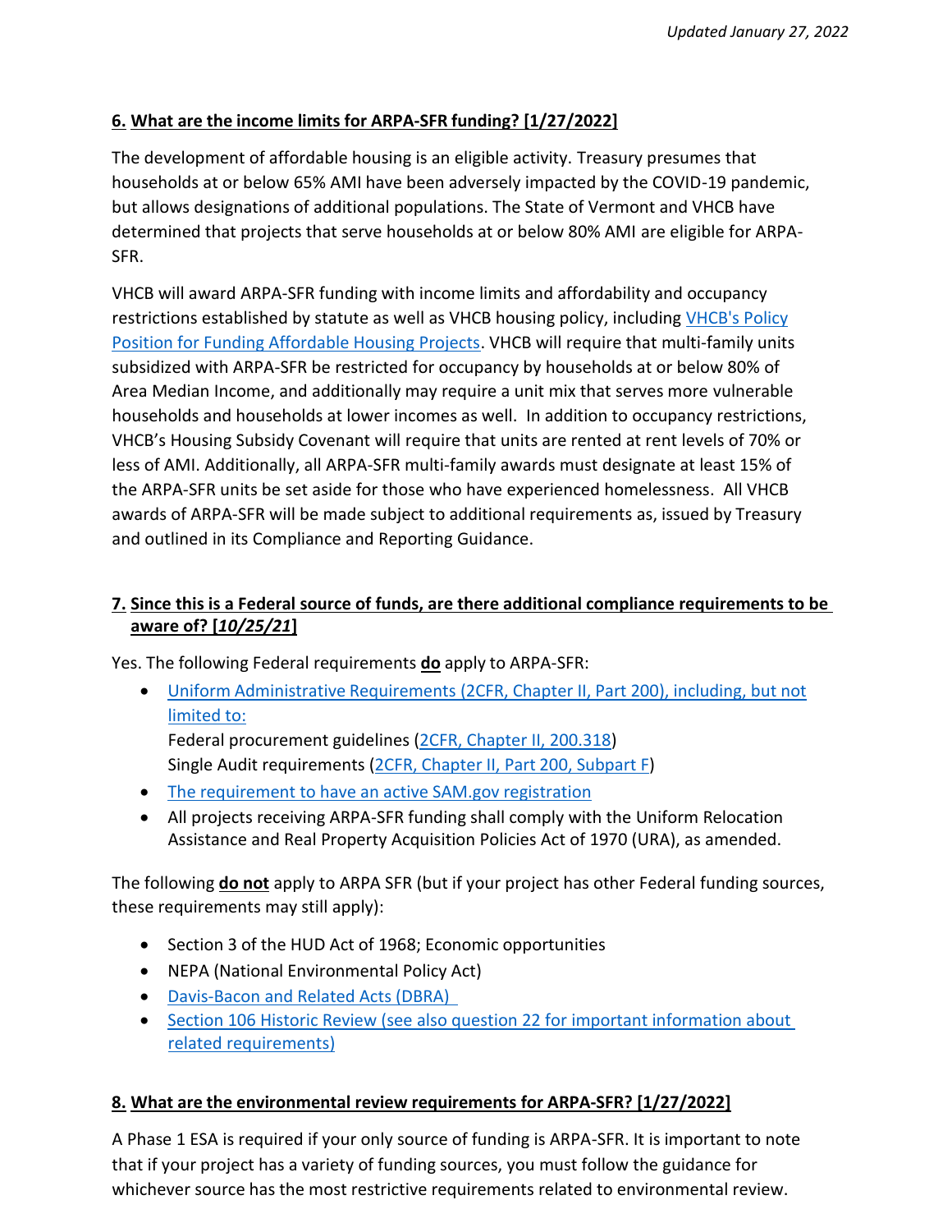**6. What are the income limits for ARPA-SFR funding? [1/27/2022]**

The development of affordable housing is an eligible activity. Treasury presumes that households at or below 65% AMI have been adversely impacted by the COVID-19 pandemic, but allows designations of additional populations. The State of Vermont and VHCB have determined that projects that serve households at or below 80% AMI are eligible for ARPA-SFR.

VHCB will award ARPA-SFR funding with income limits and affordability and occupancy restrictions established by statute as well as VHCB housing policy, including VHCB's Policy Position for Funding Affordable Housing Projects. VHCB will require that multi-family units subsidized with ARPA-SFR be restricted for occupancy by households at or below 80% of Area Median Income, and additionally may require a unit mix that serves more vulnerable households and households at lower incomes as well. In addition to occupancy restrictions, VHCB's Housing Subsidy Covenant will require that units are rented at rent levels of 70% or less of AMI. Additionally, all ARPA-SFR multi-family awards must designate at least 15% of the ARPA-SFR units be set aside for those who have experienced homelessness. All VHCB awards of ARPA-SFR will be made subject to additional requirements as, issued by Treasury and outlined in its Compliance and Reporting Guidance.

**7. Since this is a Federal source of funds, are there additional compliance requirements to be aware of? [*10/25/21*]**

Yes. The following Federal requirements **do** apply to ARPA-SFR:

- Uniform Administrative Requirements (2CFR, Chapter II, Part 200), including, but not limited to:
  Federal procurement guidelines (2CFR, Chapter II, 200.318)
  Single Audit requirements (2CFR, Chapter II, Part 200, Subpart F)
- The requirement to have an active SAM.gov registration
- All projects receiving ARPA-SFR funding shall comply with the Uniform Relocation Assistance and Real Property Acquisition Policies Act of 1970 (URA), as amended.

The following **do not** apply to ARPA SFR (but if your project has other Federal funding sources, these requirements may still apply):

- Section 3 of the HUD Act of 1968; Economic opportunities
- NEPA (National Environmental Policy Act)
- Davis-Bacon and Related Acts (DBRA)
- Section 106 Historic Review (see also question 22 for important information about related requirements)

**8. What are the environmental review requirements for ARPA-SFR? [1/27/2022]**

A Phase 1 ESA is required if your only source of funding is ARPA-SFR. It is important to note that if your project has a variety of funding sources, you must follow the guidance for whichever source has the most restrictive requirements related to environmental review.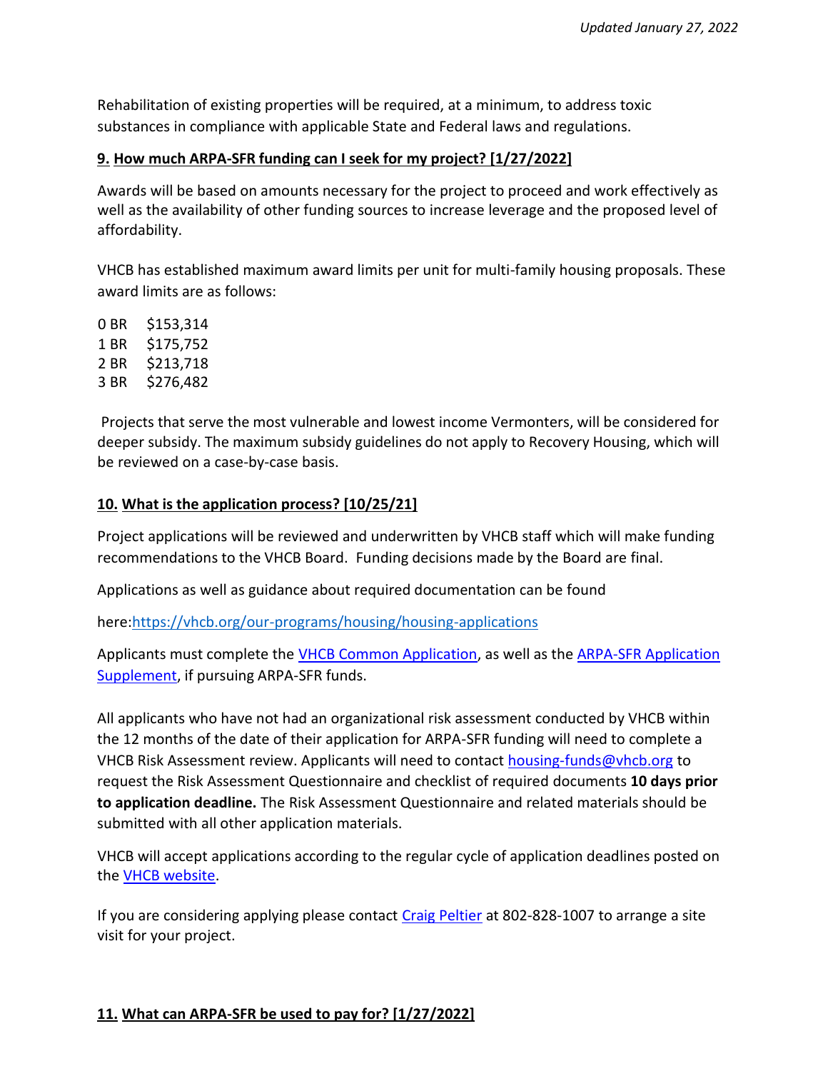Rehabilitation of existing properties will be required, at a minimum, to address toxic substances in compliance with applicable State and Federal laws and regulations.

## **9. How much ARPA-SFR funding can I seek for my project? [1/27/2022]**

Awards will be based on amounts necessary for the project to proceed and work effectively as well as the availability of other funding sources to increase leverage and the proposed level of affordability.

VHCB has established maximum award limits per unit for multi-family housing proposals. These award limits are as follows:

| | |
|---|---|
| 0 BR | $153,314 |
| 1 BR | $175,752 |
| 2 BR | $213,718 |
| 3 BR | $276,482 |

Projects that serve the most vulnerable and lowest income Vermonters, will be considered for deeper subsidy. The maximum subsidy guidelines do not apply to Recovery Housing, which will be reviewed on a case-by-case basis.

## **10. What is the application process? [10/25/21]**

Project applications will be reviewed and underwritten by VHCB staff which will make funding recommendations to the VHCB Board. Funding decisions made by the Board are final.

Applications as well as guidance about required documentation can be found

here: https://vhcb.org/our-programs/housing/housing-applications

Applicants must complete the VHCB Common Application, as well as the ARPA-SFR Application Supplement, if pursuing ARPA-SFR funds.

All applicants who have not had an organizational risk assessment conducted by VHCB within the 12 months of the date of their application for ARPA-SFR funding will need to complete a VHCB Risk Assessment review. Applicants will need to contact housing-funds@vhcb.org to request the Risk Assessment Questionnaire and checklist of required documents **10 days prior to application deadline.** The Risk Assessment Questionnaire and related materials should be submitted with all other application materials.

VHCB will accept applications according to the regular cycle of application deadlines posted on the VHCB website.

If you are considering applying please contact Craig Peltier at 802-828-1007 to arrange a site visit for your project.

## **11. What can ARPA-SFR be used to pay for? [1/27/2022]**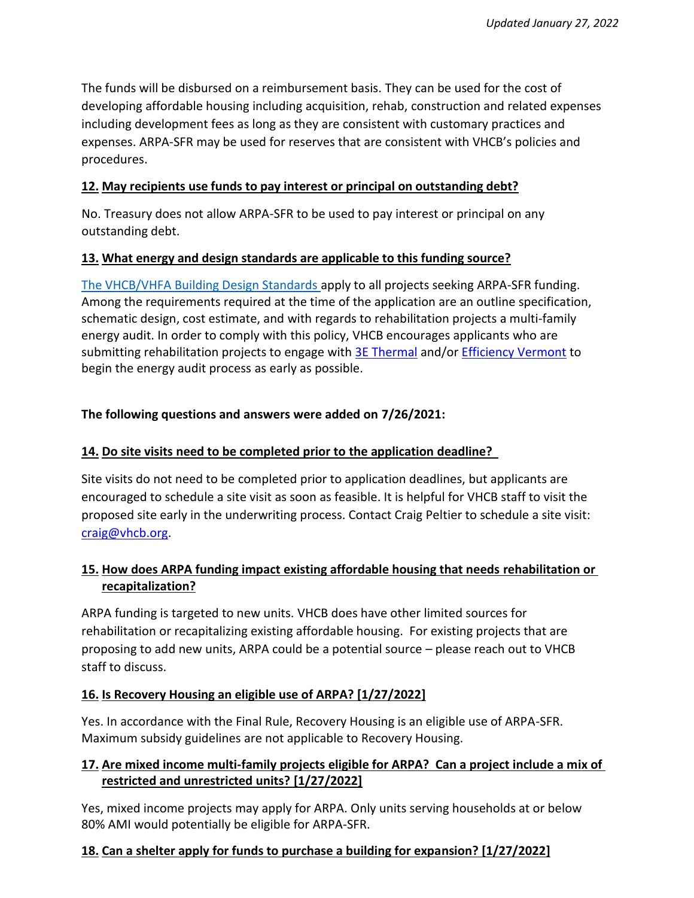The funds will be disbursed on a reimbursement basis. They can be used for the cost of developing affordable housing including acquisition, rehab, construction and related expenses including development fees as long as they are consistent with customary practices and expenses. ARPA-SFR may be used for reserves that are consistent with VHCB's policies and procedures.

**12. May recipients use funds to pay interest or principal on outstanding debt?**

No. Treasury does not allow ARPA-SFR to be used to pay interest or principal on any outstanding debt.

**13. What energy and design standards are applicable to this funding source?**

The VHCB/VHFA Building Design Standards apply to all projects seeking ARPA-SFR funding. Among the requirements required at the time of the application are an outline specification, schematic design, cost estimate, and with regards to rehabilitation projects a multi-family energy audit. In order to comply with this policy, VHCB encourages applicants who are submitting rehabilitation projects to engage with 3E Thermal and/or Efficiency Vermont to begin the energy audit process as early as possible.

**The following questions and answers were added on 7/26/2021:**

**14. Do site visits need to be completed prior to the application deadline?**

Site visits do not need to be completed prior to application deadlines, but applicants are encouraged to schedule a site visit as soon as feasible. It is helpful for VHCB staff to visit the proposed site early in the underwriting process. Contact Craig Peltier to schedule a site visit: craig@vhcb.org.

**15. How does ARPA funding impact existing affordable housing that needs rehabilitation or recapitalization?**

ARPA funding is targeted to new units. VHCB does have other limited sources for rehabilitation or recapitalizing existing affordable housing. For existing projects that are proposing to add new units, ARPA could be a potential source – please reach out to VHCB staff to discuss.

**16. Is Recovery Housing an eligible use of ARPA? [1/27/2022]**

Yes. In accordance with the Final Rule, Recovery Housing is an eligible use of ARPA-SFR. Maximum subsidy guidelines are not applicable to Recovery Housing.

**17. Are mixed income multi-family projects eligible for ARPA? Can a project include a mix of restricted and unrestricted units? [1/27/2022]**

Yes, mixed income projects may apply for ARPA. Only units serving households at or below 80% AMI would potentially be eligible for ARPA-SFR.

**18. Can a shelter apply for funds to purchase a building for expansion? [1/27/2022]**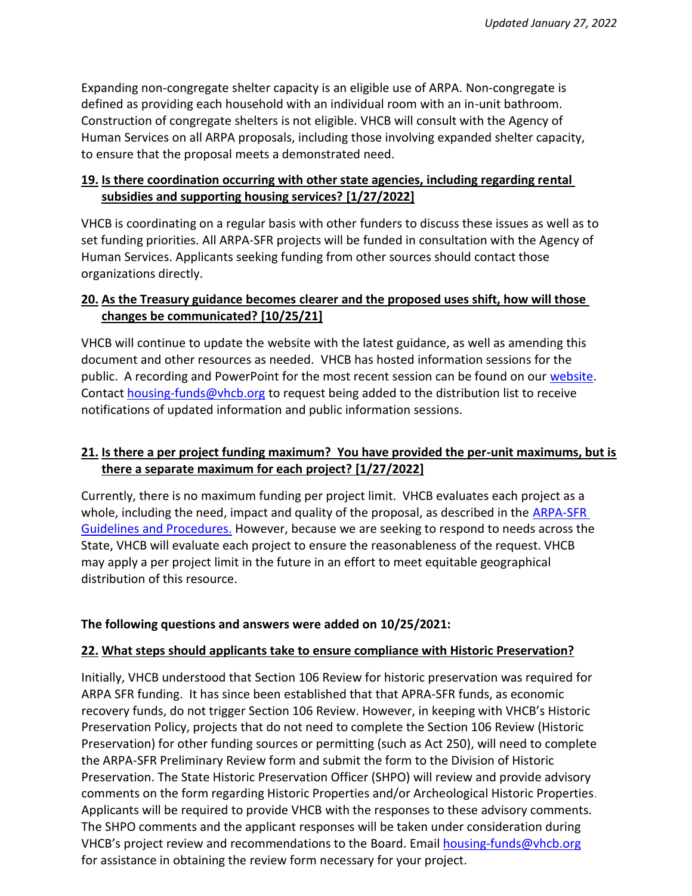Expanding non-congregate shelter capacity is an eligible use of ARPA. Non-congregate is defined as providing each household with an individual room with an in-unit bathroom. Construction of congregate shelters is not eligible. VHCB will consult with the Agency of Human Services on all ARPA proposals, including those involving expanded shelter capacity, to ensure that the proposal meets a demonstrated need.

**19. Is there coordination occurring with other state agencies, including regarding rental subsidies and supporting housing services? [1/27/2022]**

VHCB is coordinating on a regular basis with other funders to discuss these issues as well as to set funding priorities. All ARPA-SFR projects will be funded in consultation with the Agency of Human Services. Applicants seeking funding from other sources should contact those organizations directly.

**20. As the Treasury guidance becomes clearer and the proposed uses shift, how will those changes be communicated? [10/25/21]**

VHCB will continue to update the website with the latest guidance, as well as amending this document and other resources as needed. VHCB has hosted information sessions for the public. A recording and PowerPoint for the most recent session can be found on our website. Contact housing-funds@vhcb.org to request being added to the distribution list to receive notifications of updated information and public information sessions.

**21. Is there a per project funding maximum? You have provided the per-unit maximums, but is there a separate maximum for each project? [1/27/2022]**

Currently, there is no maximum funding per project limit. VHCB evaluates each project as a whole, including the need, impact and quality of the proposal, as described in the ARPA-SFR Guidelines and Procedures. However, because we are seeking to respond to needs across the State, VHCB will evaluate each project to ensure the reasonableness of the request. VHCB may apply a per project limit in the future in an effort to meet equitable geographical distribution of this resource.

**The following questions and answers were added on 10/25/2021:**

**22. What steps should applicants take to ensure compliance with Historic Preservation?**

Initially, VHCB understood that Section 106 Review for historic preservation was required for ARPA SFR funding. It has since been established that that APRA-SFR funds, as economic recovery funds, do not trigger Section 106 Review. However, in keeping with VHCB's Historic Preservation Policy, projects that do not need to complete the Section 106 Review (Historic Preservation) for other funding sources or permitting (such as Act 250), will need to complete the ARPA-SFR Preliminary Review form and submit the form to the Division of Historic Preservation. The State Historic Preservation Officer (SHPO) will review and provide advisory comments on the form regarding Historic Properties and/or Archeological Historic Properties. Applicants will be required to provide VHCB with the responses to these advisory comments. The SHPO comments and the applicant responses will be taken under consideration during VHCB's project review and recommendations to the Board. Email housing-funds@vhcb.org for assistance in obtaining the review form necessary for your project.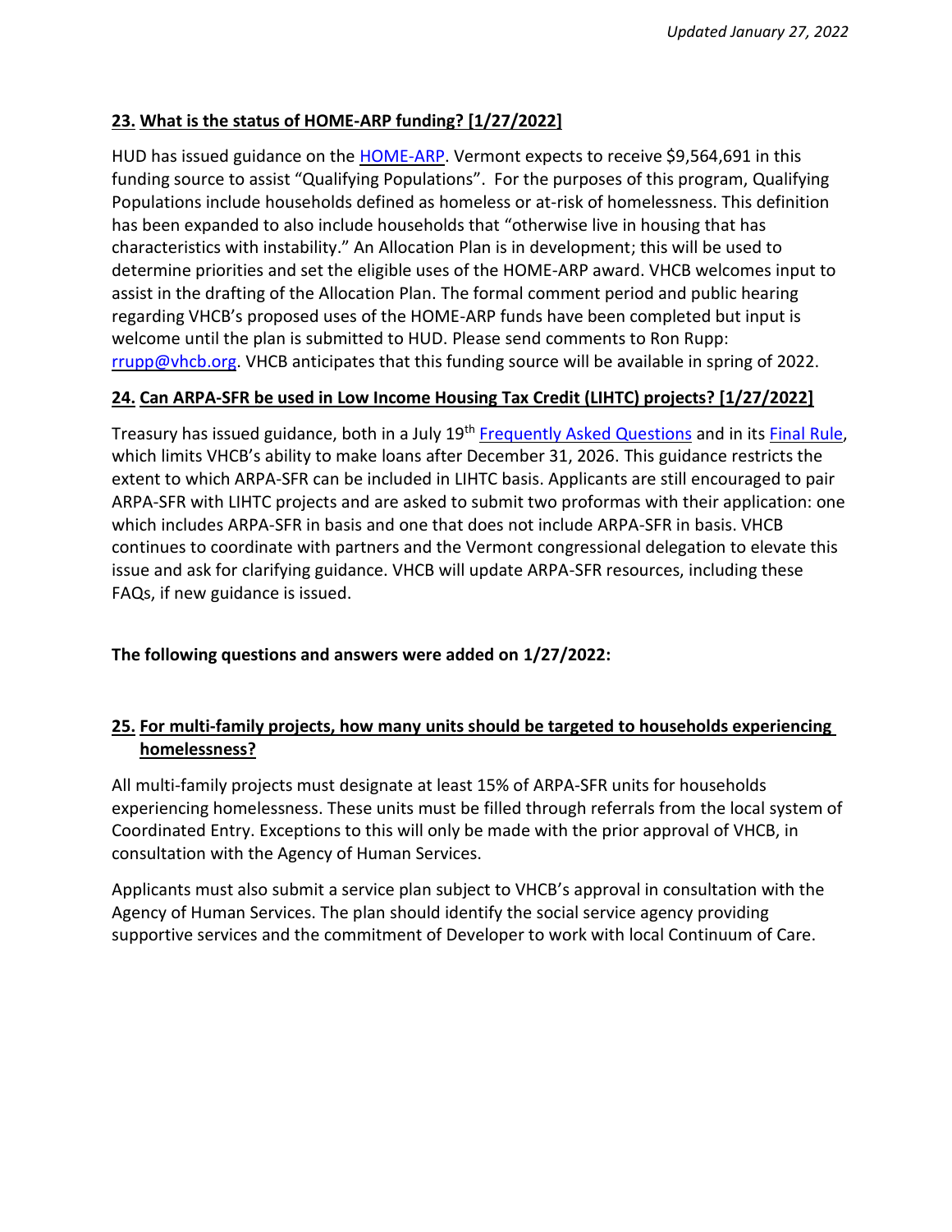**23. What is the status of HOME-ARP funding? [1/27/2022]**

HUD has issued guidance on the HOME-ARP. Vermont expects to receive $9,564,691 in this funding source to assist "Qualifying Populations". For the purposes of this program, Qualifying Populations include households defined as homeless or at-risk of homelessness. This definition has been expanded to also include households that "otherwise live in housing that has characteristics with instability." An Allocation Plan is in development; this will be used to determine priorities and set the eligible uses of the HOME-ARP award. VHCB welcomes input to assist in the drafting of the Allocation Plan. The formal comment period and public hearing regarding VHCB's proposed uses of the HOME-ARP funds have been completed but input is welcome until the plan is submitted to HUD. Please send comments to Ron Rupp: rrupp@vhcb.org. VHCB anticipates that this funding source will be available in spring of 2022.

**24. Can ARPA-SFR be used in Low Income Housing Tax Credit (LIHTC) projects? [1/27/2022]**

Treasury has issued guidance, both in a July 19th Frequently Asked Questions and in its Final Rule, which limits VHCB's ability to make loans after December 31, 2026. This guidance restricts the extent to which ARPA-SFR can be included in LIHTC basis. Applicants are still encouraged to pair ARPA-SFR with LIHTC projects and are asked to submit two proformas with their application: one which includes ARPA-SFR in basis and one that does not include ARPA-SFR in basis. VHCB continues to coordinate with partners and the Vermont congressional delegation to elevate this issue and ask for clarifying guidance. VHCB will update ARPA-SFR resources, including these FAQs, if new guidance is issued.

**The following questions and answers were added on 1/27/2022:**

**25. For multi-family projects, how many units should be targeted to households experiencing homelessness?**

All multi-family projects must designate at least 15% of ARPA-SFR units for households experiencing homelessness. These units must be filled through referrals from the local system of Coordinated Entry. Exceptions to this will only be made with the prior approval of VHCB, in consultation with the Agency of Human Services.

Applicants must also submit a service plan subject to VHCB's approval in consultation with the Agency of Human Services. The plan should identify the social service agency providing supportive services and the commitment of Developer to work with local Continuum of Care.